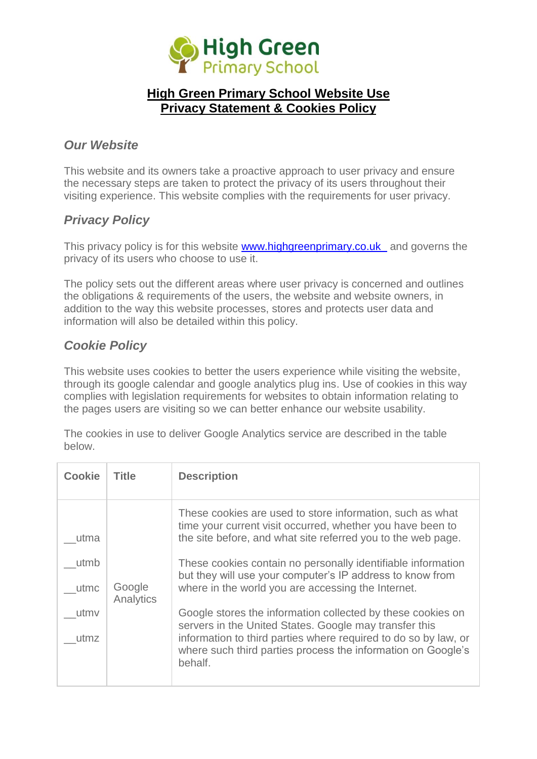High Green Primary School

# High Green Primary School Website Use Privacy Statement & Cookies Policy

## *Our Website*

This website and its owners take a proactive approach to user privacy and ensure the necessary steps are taken to protect the privacy of its users throughout their visiting experience. This website complies with the requirements for user privacy.

## *Privacy Policy*

This privacy policy is for this website [www.highgreenprimary.co.uk](http://www.highgreenprimary.co.uk) and governs the privacy of its users who choose to use it.

The policy sets out the different areas where user privacy is concerned and outlines the obligations & requirements of the users, the website and website owners, in addition to the way this website processes, stores and protects user data and information will also be detailed within this policy.

## *Cookie Policy*

This website uses cookies to better the users experience while visiting the website, through its google calendar and google analytics plug ins. Use of cookies in this way complies with legislation requirements for websites to obtain information relating to the pages users are visiting so we can better enhance our website usability.

The cookies in use to deliver Google Analytics service are described in the table below.

| Cookie | Title | Description |
|---|---|---|
| __utma<br>__utmb<br>__utmc<br>__utmv<br>__utmz | Google Analytics | These cookies are used to store information, such as what time your current visit occurred, whether you have been to the site before, and what site referred you to the web page.<br><br>These cookies contain no personally identifiable information but they will use your computer's IP address to know from where in the world you are accessing the Internet.<br><br>Google stores the information collected by these cookies on servers in the United States. Google may transfer this information to third parties where required to do so by law, or where such third parties process the information on Google's behalf. |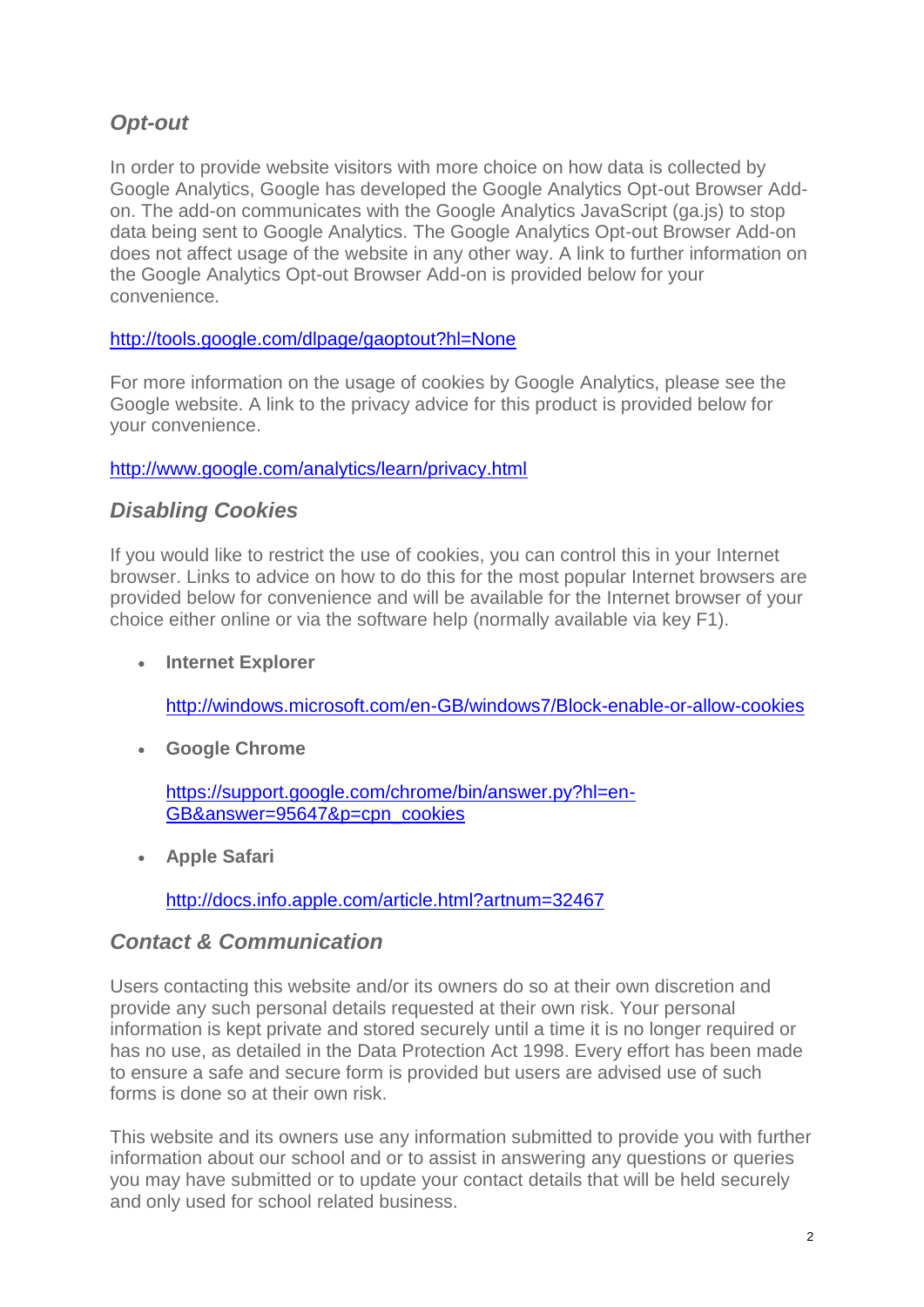## *Opt-out*

In order to provide website visitors with more choice on how data is collected by Google Analytics, Google has developed the Google Analytics Opt-out Browser Add-on. The add-on communicates with the Google Analytics JavaScript (ga.js) to stop data being sent to Google Analytics. The Google Analytics Opt-out Browser Add-on does not affect usage of the website in any other way. A link to further information on the Google Analytics Opt-out Browser Add-on is provided below for your convenience.

http://tools.google.com/dlpage/gaoptout?hl=None

For more information on the usage of cookies by Google Analytics, please see the Google website. A link to the privacy advice for this product is provided below for your convenience.

http://www.google.com/analytics/learn/privacy.html

## *Disabling Cookies*

If you would like to restrict the use of cookies, you can control this in your Internet browser. Links to advice on how to do this for the most popular Internet browsers are provided below for convenience and will be available for the Internet browser of your choice either online or via the software help (normally available via key F1).

- **Internet Explorer**

  http://windows.microsoft.com/en-GB/windows7/Block-enable-or-allow-cookies

- **Google Chrome**

  https://support.google.com/chrome/bin/answer.py?hl=en-GB&answer=95647&p=cpn_cookies

- **Apple Safari**

  http://docs.info.apple.com/article.html?artnum=32467

## *Contact & Communication*

Users contacting this website and/or its owners do so at their own discretion and provide any such personal details requested at their own risk. Your personal information is kept private and stored securely until a time it is no longer required or has no use, as detailed in the Data Protection Act 1998. Every effort has been made to ensure a safe and secure form is provided but users are advised use of such forms is done so at their own risk.

This website and its owners use any information submitted to provide you with further information about our school and or to assist in answering any questions or queries you may have submitted or to update your contact details that will be held securely and only used for school related business.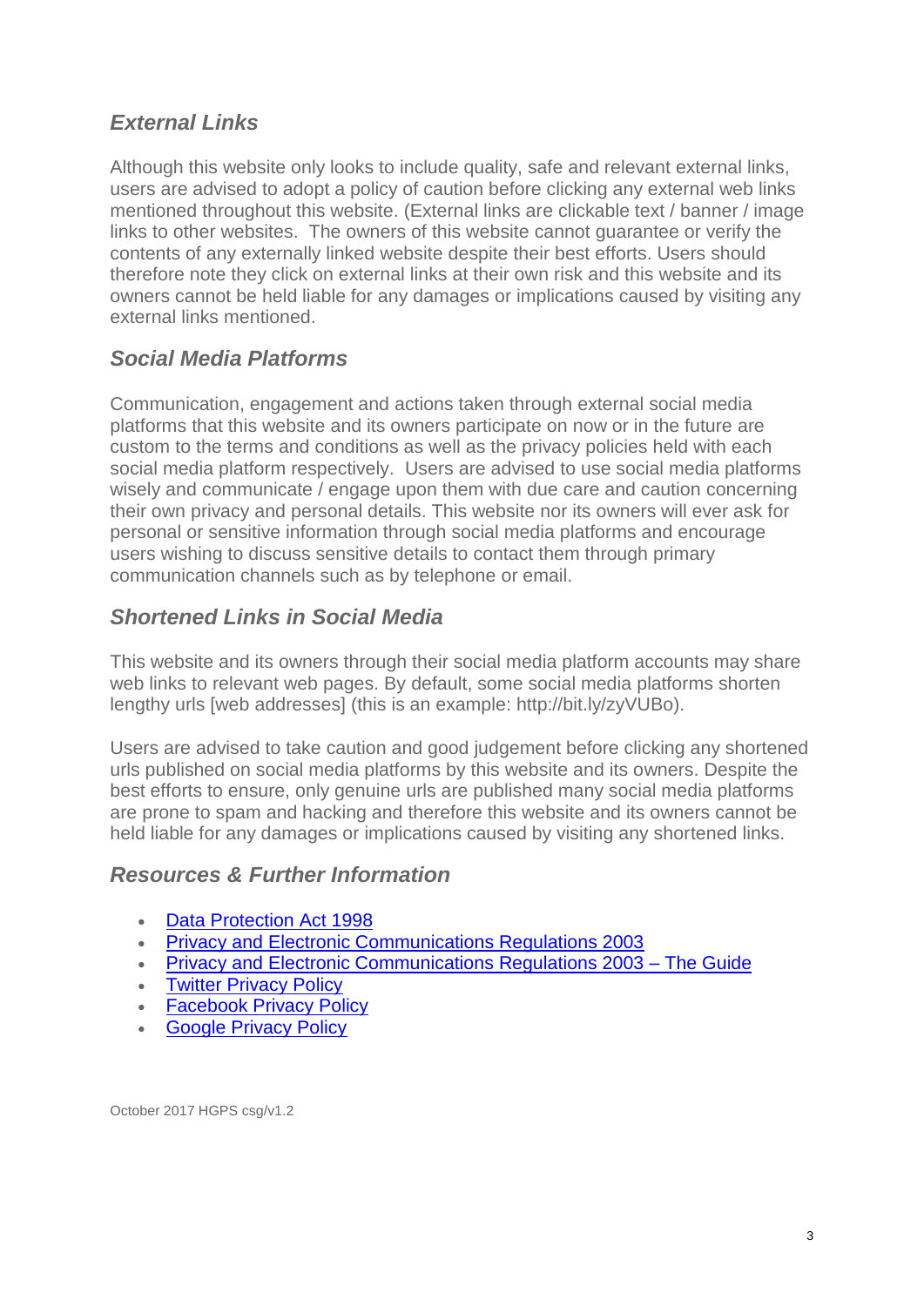## *External Links*

Although this website only looks to include quality, safe and relevant external links, users are advised to adopt a policy of caution before clicking any external web links mentioned throughout this website. (External links are clickable text / banner / image links to other websites. The owners of this website cannot guarantee or verify the contents of any externally linked website despite their best efforts. Users should therefore note they click on external links at their own risk and this website and its owners cannot be held liable for any damages or implications caused by visiting any external links mentioned.

## *Social Media Platforms*

Communication, engagement and actions taken through external social media platforms that this website and its owners participate on now or in the future are custom to the terms and conditions as well as the privacy policies held with each social media platform respectively. Users are advised to use social media platforms wisely and communicate / engage upon them with due care and caution concerning their own privacy and personal details. This website nor its owners will ever ask for personal or sensitive information through social media platforms and encourage users wishing to discuss sensitive details to contact them through primary communication channels such as by telephone or email.

## *Shortened Links in Social Media*

This website and its owners through their social media platform accounts may share web links to relevant web pages. By default, some social media platforms shorten lengthy urls [web addresses] (this is an example: http://bit.ly/zyVUBo).

Users are advised to take caution and good judgement before clicking any shortened urls published on social media platforms by this website and its owners. Despite the best efforts to ensure, only genuine urls are published many social media platforms are prone to spam and hacking and therefore this website and its owners cannot be held liable for any damages or implications caused by visiting any shortened links.

## *Resources & Further Information*

- Data Protection Act 1998
- Privacy and Electronic Communications Regulations 2003
- Privacy and Electronic Communications Regulations 2003 – The Guide
- Twitter Privacy Policy
- Facebook Privacy Policy
- Google Privacy Policy

October 2017 HGPS csg/v1.2